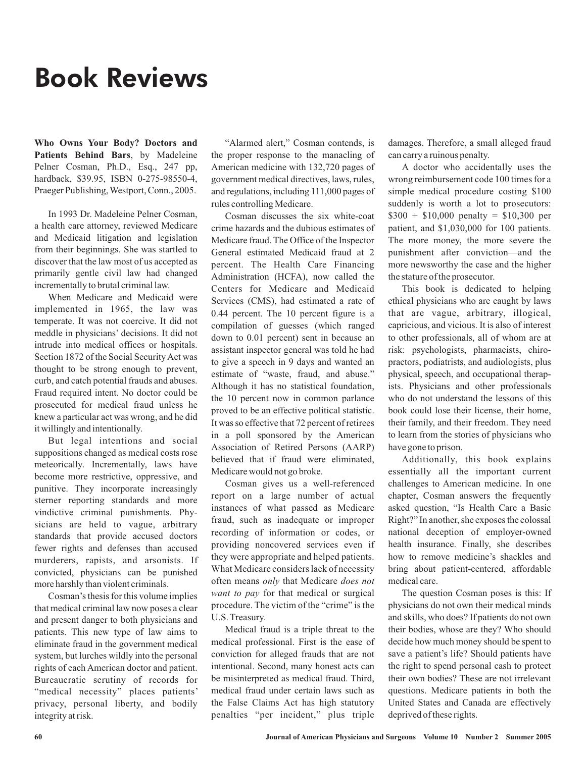# Book Reviews

**Who Owns Your Body? Doctors and Patients Behind Bars**, by Madeleine Pelner Cosman, Ph.D., Esq., 247 pp, hardback, $39.95, ISBN 0-275-98550-4, Praeger Publishing, Westport, Conn., 2005.

In 1993 Dr. Madeleine Pelner Cosman, a health care attorney, reviewed Medicare and Medicaid litigation and legislation from their beginnings. She was startled to discover that the law most of us accepted as primarily gentle civil law had changed incrementally to brutal criminal law.

When Medicare and Medicaid were implemented in 1965, the law was temperate. It was not coercive. It did not meddle in physicians' decisions. It did not intrude into medical offices or hospitals. Section 1872 of the Social Security Act was thought to be strong enough to prevent, curb, and catch potential frauds and abuses. Fraud required intent. No doctor could be prosecuted for medical fraud unless he knew a particular act was wrong, and he did it willingly and intentionally.

But legal intentions and social suppositions changed as medical costs rose meteorically. Incrementally, laws have become more restrictive, oppressive, and punitive. They incorporate increasingly sterner reporting standards and more vindictive criminal punishments. Physicians are held to vague, arbitrary standards that provide accused doctors fewer rights and defenses than accused murderers, rapists, and arsonists. If convicted, physicians can be punished more harshly than violent criminals.

Cosman's thesis for this volume implies that medical criminal law now poses a clear and present danger to both physicians and patients. This new type of law aims to eliminate fraud in the government medical system, but lurches wildly into the personal rights of each American doctor and patient. Bureaucratic scrutiny of records for "medical necessity" places patients' privacy, personal liberty, and bodily integrity at risk.

"Alarmed alert," Cosman contends, is the proper response to the manacling of American medicine with 132,720 pages of government medical directives, laws, rules, and regulations, including 111,000 pages of rules controlling Medicare.

Cosman discusses the six white-coat crime hazards and the dubious estimates of Medicare fraud. The Office of the Inspector General estimated Medicaid fraud at 2 percent. The Health Care Financing Administration (HCFA), now called the Centers for Medicare and Medicaid Services (CMS), had estimated a rate of 0.44 percent. The 10 percent figure is a compilation of guesses (which ranged down to 0.01 percent) sent in because an assistant inspector general was told he had to give a speech in 9 days and wanted an estimate of "waste, fraud, and abuse." Although it has no statistical foundation, the 10 percent now in common parlance proved to be an effective political statistic. It was so effective that 72 percent of retirees in a poll sponsored by the American Association of Retired Persons (AARP) believed that if fraud were eliminated, Medicare would not go broke.

Cosman gives us a well-referenced report on a large number of actual instances of what passed as Medicare fraud, such as inadequate or improper recording of information or codes, or providing noncovered services even if they were appropriate and helped patients. What Medicare considers lack of necessity often means *only* that Medicare *does not want to pay* for that medical or surgical procedure. The victim of the "crime" is the U.S. Treasury.

Medical fraud is a triple threat to the medical professional. First is the ease of conviction for alleged frauds that are not intentional. Second, many honest acts can be misinterpreted as medical fraud. Third, medical fraud under certain laws such as the False Claims Act has high statutory penalties "per incident," plus triple damages. Therefore, a small alleged fraud can carry a ruinous penalty.

A doctor who accidentally uses the wrong reimbursement code 100 times for a simple medical procedure costing $100 suddenly is worth a lot to prosecutors: $300 + $10,000 penalty = $10,300 per patient, and $1,030,000 for 100 patients. The more money, the more severe the punishment after conviction—and the more newsworthy the case and the higher the stature of the prosecutor.

This book is dedicated to helping ethical physicians who are caught by laws that are vague, arbitrary, illogical, capricious, and vicious. It is also of interest to other professionals, all of whom are at risk: psychologists, pharmacists, chiropractors, podiatrists, and audiologists, plus physical, speech, and occupational therapists. Physicians and other professionals who do not understand the lessons of this book could lose their license, their home, their family, and their freedom. They need to learn from the stories of physicians who have gone to prison.

Additionally, this book explains essentially all the important current challenges to American medicine. In one chapter, Cosman answers the frequently asked question, "Is Health Care a Basic Right?" In another, she exposes the colossal national deception of employer-owned health insurance. Finally, she describes how to remove medicine's shackles and bring about patient-centered, affordable medical care.

The question Cosman poses is this: If physicians do not own their medical minds and skills, who does? If patients do not own their bodies, whose are they? Who should decide how much money should be spent to save a patient's life? Should patients have the right to spend personal cash to protect their own bodies? These are not irrelevant questions. Medicare patients in both the United States and Canada are effectively deprived of these rights.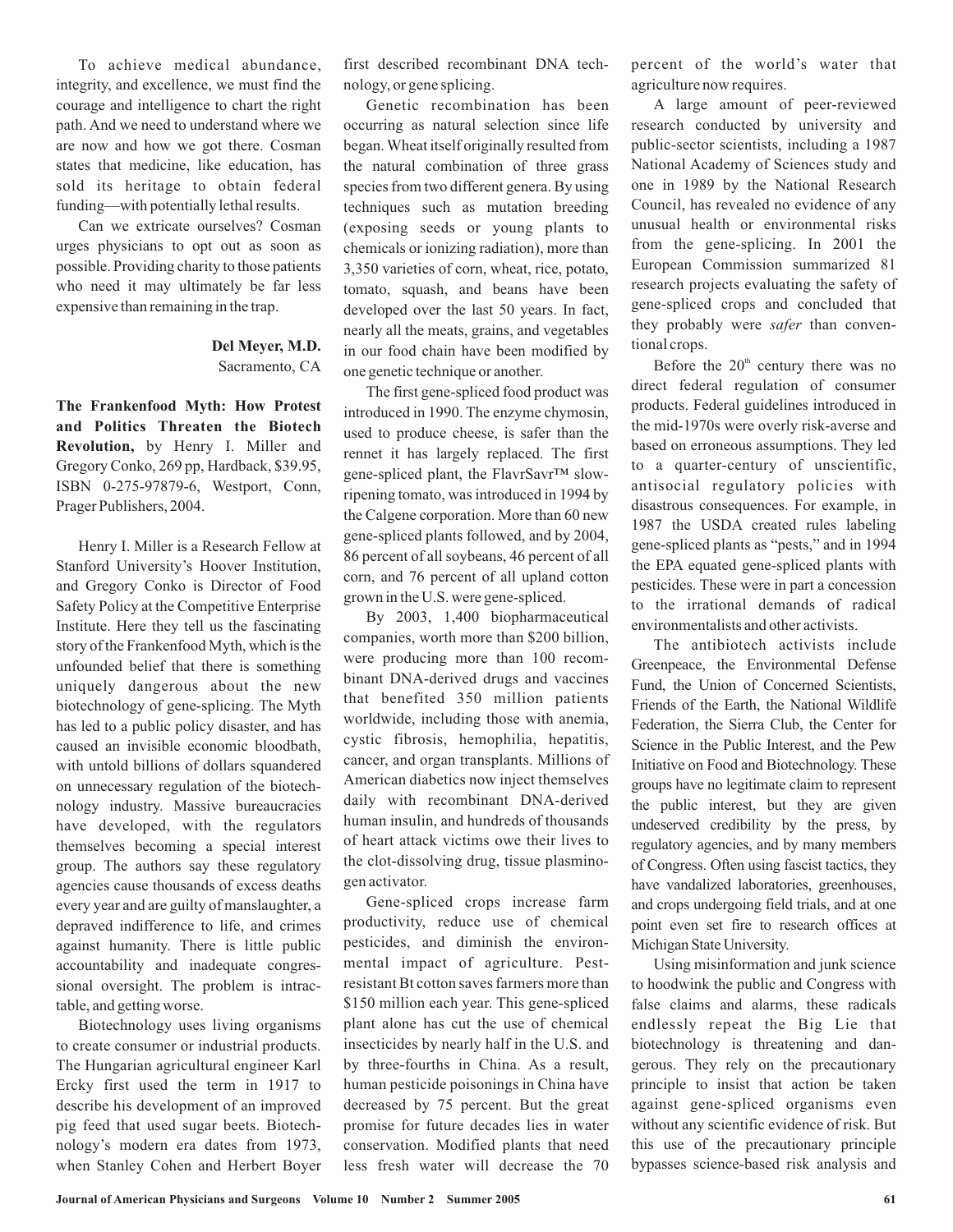To achieve medical abundance, integrity, and excellence, we must find the courage and intelligence to chart the right path. And we need to understand where we are now and how we got there. Cosman states that medicine, like education, has sold its heritage to obtain federal funding—with potentially lethal results.

Can we extricate ourselves? Cosman urges physicians to opt out as soon as possible. Providing charity to those patients who need it may ultimately be far less expensive than remaining in the trap.

**Del Meyer, M.D.**
Sacramento, CA

**The Frankenfood Myth: How Protest and Politics Threaten the Biotech Revolution,** by Henry I. Miller and Gregory Conko, 269 pp, Hardback, $39.95, ISBN 0-275-97879-6, Westport, Conn, Prager Publishers, 2004.

Henry I. Miller is a Research Fellow at Stanford University's Hoover Institution, and Gregory Conko is Director of Food Safety Policy at the Competitive Enterprise Institute. Here they tell us the fascinating story of the Frankenfood Myth, which is the unfounded belief that there is something uniquely dangerous about the new biotechnology of gene-splicing. The Myth has led to a public policy disaster, and has caused an invisible economic bloodbath, with untold billions of dollars squandered on unnecessary regulation of the biotechnology industry. Massive bureaucracies have developed, with the regulators themselves becoming a special interest group. The authors say these regulatory agencies cause thousands of excess deaths every year and are guilty of manslaughter, a depraved indifference to life, and crimes against humanity. There is little public accountability and inadequate congressional oversight. The problem is intractable, and getting worse.

Biotechnology uses living organisms to create consumer or industrial products. The Hungarian agricultural engineer Karl Ercky first used the term in 1917 to describe his development of an improved pig feed that used sugar beets. Biotechnology's modern era dates from 1973, when Stanley Cohen and Herbert Boyer first described recombinant DNA technology, or gene splicing.

Genetic recombination has been occurring as natural selection since life began. Wheat itself originally resulted from the natural combination of three grass species from two different genera. By using techniques such as mutation breeding (exposing seeds or young plants to chemicals or ionizing radiation), more than 3,350 varieties of corn, wheat, rice, potato, tomato, squash, and beans have been developed over the last 50 years. In fact, nearly all the meats, grains, and vegetables in our food chain have been modified by one genetic technique or another.

The first gene-spliced food product was introduced in 1990. The enzyme chymosin, used to produce cheese, is safer than the rennet it has largely replaced. The first gene-spliced plant, the FlavrSavr™ slow-ripening tomato, was introduced in 1994 by the Calgene corporation. More than 60 new gene-spliced plants followed, and by 2004, 86 percent of all soybeans, 46 percent of all corn, and 76 percent of all upland cotton grown in the U.S. were gene-spliced.

By 2003, 1,400 biopharmaceutical companies, worth more than $200 billion, were producing more than 100 recombinant DNA-derived drugs and vaccines that benefited 350 million patients worldwide, including those with anemia, cystic fibrosis, hemophilia, hepatitis, cancer, and organ transplants. Millions of American diabetics now inject themselves daily with recombinant DNA-derived human insulin, and hundreds of thousands of heart attack victims owe their lives to the clot-dissolving drug, tissue plasminogen activator.

Gene-spliced crops increase farm productivity, reduce use of chemical pesticides, and diminish the environmental impact of agriculture. Pest-resistant Bt cotton saves farmers more than $150 million each year. This gene-spliced plant alone has cut the use of chemical insecticides by nearly half in the U.S. and by three-fourths in China. As a result, human pesticide poisonings in China have decreased by 75 percent. But the great promise for future decades lies in water conservation. Modified plants that need less fresh water will decrease the 70 percent of the world's water that agriculture now requires.

A large amount of peer-reviewed research conducted by university and public-sector scientists, including a 1987 National Academy of Sciences study and one in 1989 by the National Research Council, has revealed no evidence of any unusual health or environmental risks from the gene-splicing. In 2001 the European Commission summarized 81 research projects evaluating the safety of gene-spliced crops and concluded that they probably were *safer* than conventional crops.

Before the 20th century there was no direct federal regulation of consumer products. Federal guidelines introduced in the mid-1970s were overly risk-averse and based on erroneous assumptions. They led to a quarter-century of unscientific, antisocial regulatory policies with disastrous consequences. For example, in 1987 the USDA created rules labeling gene-spliced plants as "pests," and in 1994 the EPA equated gene-spliced plants with pesticides. These were in part a concession to the irrational demands of radical environmentalists and other activists.

The antibiotech activists include Greenpeace, the Environmental Defense Fund, the Union of Concerned Scientists, Friends of the Earth, the National Wildlife Federation, the Sierra Club, the Center for Science in the Public Interest, and the Pew Initiative on Food and Biotechnology. These groups have no legitimate claim to represent the public interest, but they are given undeserved credibility by the press, by regulatory agencies, and by many members of Congress. Often using fascist tactics, they have vandalized laboratories, greenhouses, and crops undergoing field trials, and at one point even set fire to research offices at Michigan State University.

Using misinformation and junk science to hoodwink the public and Congress with false claims and alarms, these radicals endlessly repeat the Big Lie that biotechnology is threatening and dangerous. They rely on the precautionary principle to insist that action be taken against gene-spliced organisms even without any scientific evidence of risk. But this use of the precautionary principle bypasses science-based risk analysis and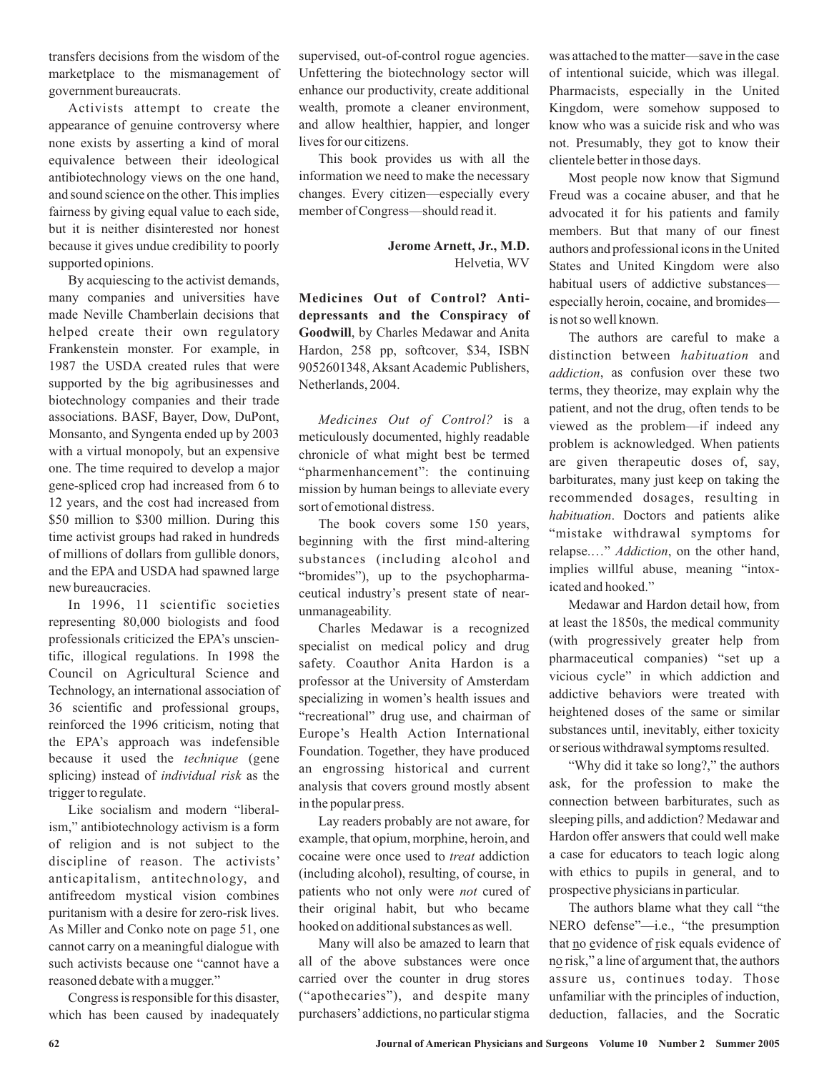transfers decisions from the wisdom of the marketplace to the mismanagement of government bureaucrats.

Activists attempt to create the appearance of genuine controversy where none exists by asserting a kind of moral equivalence between their ideological antibiotechnology views on the one hand, and sound science on the other. This implies fairness by giving equal value to each side, but it is neither disinterested nor honest because it gives undue credibility to poorly supported opinions.

By acquiescing to the activist demands, many companies and universities have made Neville Chamberlain decisions that helped create their own regulatory Frankenstein monster. For example, in 1987 the USDA created rules that were supported by the big agribusinesses and biotechnology companies and their trade associations. BASF, Bayer, Dow, DuPont, Monsanto, and Syngenta ended up by 2003 with a virtual monopoly, but an expensive one. The time required to develop a major gene-spliced crop had increased from 6 to 12 years, and the cost had increased from \$50 million to \$300 million. During this time activist groups had raked in hundreds of millions of dollars from gullible donors, and the EPA and USDA had spawned large new bureaucracies.

In 1996, 11 scientific societies representing 80,000 biologists and food professionals criticized the EPA's unscientific, illogical regulations. In 1998 the Council on Agricultural Science and Technology, an international association of 36 scientific and professional groups, reinforced the 1996 criticism, noting that the EPA's approach was indefensible because it used the *technique* (gene splicing) instead of *individual risk* as the trigger to regulate.

Like socialism and modern "liberalism," antibiotechnology activism is a form of religion and is not subject to the discipline of reason. The activists' anticapitalism, antitechnology, and antifreedom mystical vision combines puritanism with a desire for zero-risk lives. As Miller and Conko note on page 51, one cannot carry on a meaningful dialogue with such activists because one "cannot have a reasoned debate with a mugger."

Congress is responsible for this disaster, which has been caused by inadequately supervised, out-of-control rogue agencies. Unfettering the biotechnology sector will enhance our productivity, create additional wealth, promote a cleaner environment, and allow healthier, happier, and longer lives for our citizens.

This book provides us with all the information we need to make the necessary changes. Every citizen—especially every member of Congress—should read it.

**Jerome Arnett, Jr., M.D.**
Helvetia, WV

**Medicines Out of Control? Antidepressants and the Conspiracy of Goodwill**, by Charles Medawar and Anita Hardon, 258 pp, softcover, \$34, ISBN 9052601348, Aksant Academic Publishers, Netherlands, 2004.

*Medicines Out of Control?* is a meticulously documented, highly readable chronicle of what might best be termed "pharmenhancement": the continuing mission by human beings to alleviate every sort of emotional distress.

The book covers some 150 years, beginning with the first mind-altering substances (including alcohol and "bromides"), up to the psychopharmaceutical industry's present state of near-unmanageability.

Charles Medawar is a recognized specialist on medical policy and drug safety. Coauthor Anita Hardon is a professor at the University of Amsterdam specializing in women's health issues and "recreational" drug use, and chairman of Europe's Health Action International Foundation. Together, they have produced an engrossing historical and current analysis that covers ground mostly absent in the popular press.

Lay readers probably are not aware, for example, that opium, morphine, heroin, and cocaine were once used to *treat* addiction (including alcohol), resulting, of course, in patients who not only were *not* cured of their original habit, but who became hooked on additional substances as well.

Many will also be amazed to learn that all of the above substances were once carried over the counter in drug stores ("apothecaries"), and despite many purchasers' addictions, no particular stigma was attached to the matter—save in the case of intentional suicide, which was illegal. Pharmacists, especially in the United Kingdom, were somehow supposed to know who was a suicide risk and who was not. Presumably, they got to know their clientele better in those days.

Most people now know that Sigmund Freud was a cocaine abuser, and that he advocated it for his patients and family members. But that many of our finest authors and professional icons in the United States and United Kingdom were also habitual users of addictive substances—especially heroin, cocaine, and bromides—is not so well known.

The authors are careful to make a distinction between *habituation* and *addiction*, as confusion over these two terms, they theorize, may explain why the patient, and not the drug, often tends to be viewed as the problem—if indeed any problem is acknowledged. When patients are given therapeutic doses of, say, barbiturates, many just keep on taking the recommended dosages, resulting in *habituation*. Doctors and patients alike "mistake withdrawal symptoms for relapse.…" *Addiction*, on the other hand, implies willful abuse, meaning "intoxicated and hooked."

Medawar and Hardon detail how, from at least the 1850s, the medical community (with progressively greater help from pharmaceutical companies) "set up a vicious cycle" in which addiction and addictive behaviors were treated with heightened doses of the same or similar substances until, inevitably, either toxicity or serious withdrawal symptoms resulted.

"Why did it take so long?," the authors ask, for the profession to make the connection between barbiturates, such as sleeping pills, and addiction? Medawar and Hardon offer answers that could well make a case for educators to teach logic along with ethics to pupils in general, and to prospective physicians in particular.

The authors blame what they call "the NERO defense"—i.e., "the presumption that no evidence of risk equals evidence of no risk," a line of argument that, the authors assure us, continues today. Those unfamiliar with the principles of induction, deduction, fallacies, and the Socratic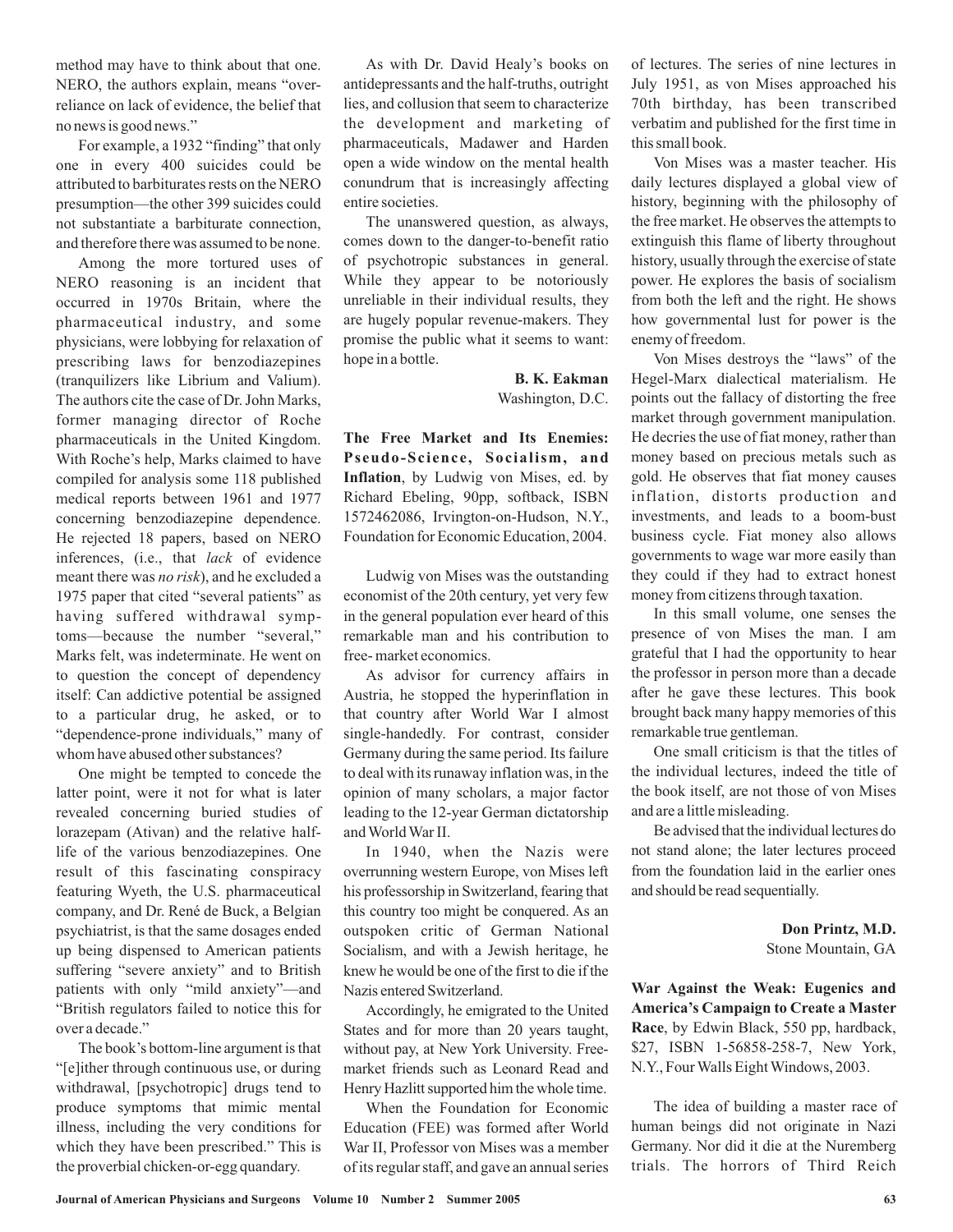method may have to think about that one. NERO, the authors explain, means "over-reliance on lack of evidence, the belief that no news is good news."

For example, a 1932 "finding" that only one in every 400 suicides could be attributed to barbiturates rests on the NERO presumption—the other 399 suicides could not substantiate a barbiturate connection, and therefore there was assumed to be none.

Among the more tortured uses of NERO reasoning is an incident that occurred in 1970s Britain, where the pharmaceutical industry, and some physicians, were lobbying for relaxation of prescribing laws for benzodiazepines (tranquilizers like Librium and Valium). The authors cite the case of Dr. John Marks, former managing director of Roche pharmaceuticals in the United Kingdom. With Roche's help, Marks claimed to have compiled for analysis some 118 published medical reports between 1961 and 1977 concerning benzodiazepine dependence. He rejected 18 papers, based on NERO inferences, (i.e., that *lack* of evidence meant there was *no risk*), and he excluded a 1975 paper that cited "several patients" as having suffered withdrawal symptoms—because the number "several," Marks felt, was indeterminate. He went on to question the concept of dependency itself: Can addictive potential be assigned to a particular drug, he asked, or to "dependence-prone individuals," many of whom have abused other substances?

One might be tempted to concede the latter point, were it not for what is later revealed concerning buried studies of lorazepam (Ativan) and the relative half-life of the various benzodiazepines. One result of this fascinating conspiracy featuring Wyeth, the U.S. pharmaceutical company, and Dr. René de Buck, a Belgian psychiatrist, is that the same dosages ended up being dispensed to American patients suffering "severe anxiety" and to British patients with only "mild anxiety"—and "British regulators failed to notice this for over a decade."

The book's bottom-line argument is that "[e]ither through continuous use, or during withdrawal, [psychotropic] drugs tend to produce symptoms that mimic mental illness, including the very conditions for which they have been prescribed." This is the proverbial chicken-or-egg quandary.

As with Dr. David Healy's books on antidepressants and the half-truths, outright lies, and collusion that seem to characterize the development and marketing of pharmaceuticals, Madawer and Harden open a wide window on the mental health conundrum that is increasingly affecting entire societies.

The unanswered question, as always, comes down to the danger-to-benefit ratio of psychotropic substances in general. While they appear to be notoriously unreliable in their individual results, they are hugely popular revenue-makers. They promise the public what it seems to want: hope in a bottle.

**B. K. Eakman**
Washington, D.C.

**The Free Market and Its Enemies: Pseudo-Science, Socialism, and Inflation**, by Ludwig von Mises, ed. by Richard Ebeling, 90pp, softback, ISBN 1572462086, Irvington-on-Hudson, N.Y., Foundation for Economic Education, 2004.

Ludwig von Mises was the outstanding economist of the 20th century, yet very few in the general population ever heard of this remarkable man and his contribution to free- market economics.

As advisor for currency affairs in Austria, he stopped the hyperinflation in that country after World War I almost single-handedly. For contrast, consider Germany during the same period. Its failure to deal with its runaway inflation was, in the opinion of many scholars, a major factor leading to the 12-year German dictatorship and World War II.

In 1940, when the Nazis were overrunning western Europe, von Mises left his professorship in Switzerland, fearing that this country too might be conquered. As an outspoken critic of German National Socialism, and with a Jewish heritage, he knew he would be one of the first to die if the Nazis entered Switzerland.

Accordingly, he emigrated to the United States and for more than 20 years taught, without pay, at New York University. Free-market friends such as Leonard Read and Henry Hazlitt supported him the whole time.

When the Foundation for Economic Education (FEE) was formed after World War II, Professor von Mises was a member of its regular staff, and gave an annual series of lectures. The series of nine lectures in July 1951, as von Mises approached his 70th birthday, has been transcribed verbatim and published for the first time in this small book.

Von Mises was a master teacher. His daily lectures displayed a global view of history, beginning with the philosophy of the free market. He observes the attempts to extinguish this flame of liberty throughout history, usually through the exercise of state power. He explores the basis of socialism from both the left and the right. He shows how governmental lust for power is the enemy of freedom.

Von Mises destroys the "laws" of the Hegel-Marx dialectical materialism. He points out the fallacy of distorting the free market through government manipulation. He decries the use of fiat money, rather than money based on precious metals such as gold. He observes that fiat money causes inflation, distorts production and investments, and leads to a boom-bust business cycle. Fiat money also allows governments to wage war more easily than they could if they had to extract honest money from citizens through taxation.

In this small volume, one senses the presence of von Mises the man. I am grateful that I had the opportunity to hear the professor in person more than a decade after he gave these lectures. This book brought back many happy memories of this remarkable true gentleman.

One small criticism is that the titles of the individual lectures, indeed the title of the book itself, are not those of von Mises and are a little misleading.

Be advised that the individual lectures do not stand alone; the later lectures proceed from the foundation laid in the earlier ones and should be read sequentially.

**Don Printz, M.D.**
Stone Mountain, GA

**War Against the Weak: Eugenics and America's Campaign to Create a Master Race**, by Edwin Black, 550 pp, hardback, $27, ISBN 1-56858-258-7, New York, N.Y., Four Walls Eight Windows, 2003.

The idea of building a master race of human beings did not originate in Nazi Germany. Nor did it die at the Nuremberg trials. The horrors of Third Reich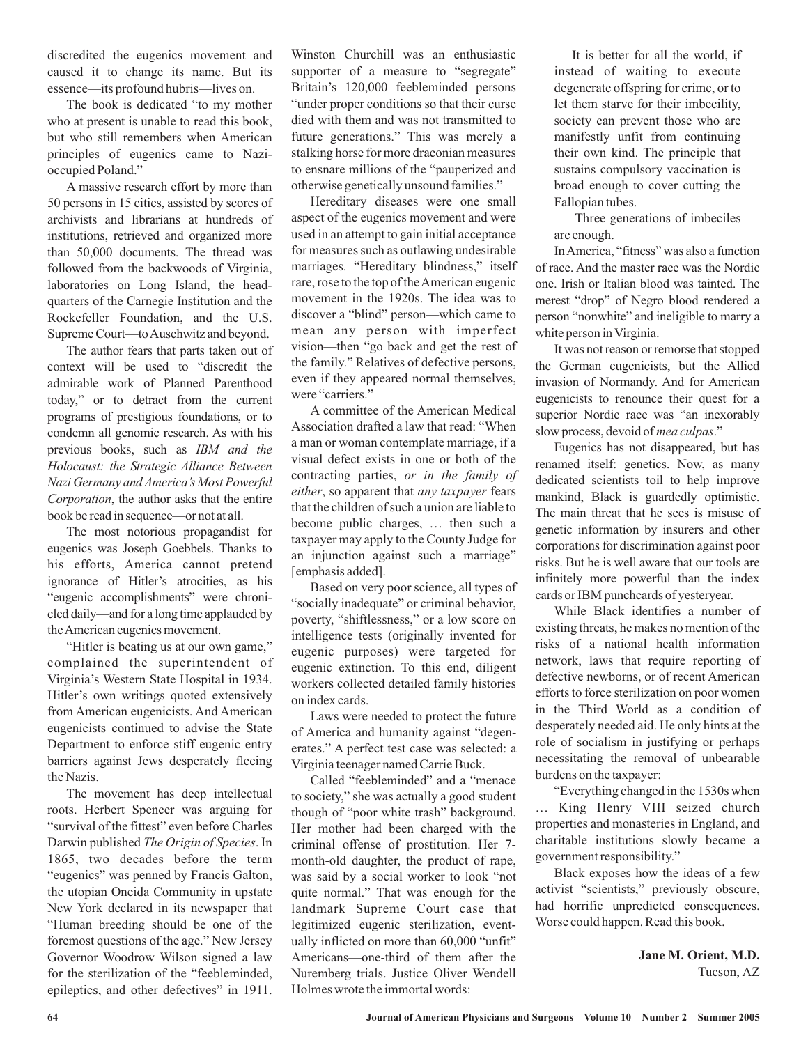discredited the eugenics movement and caused it to change its name. But its essence—its profound hubris—lives on.

The book is dedicated "to my mother who at present is unable to read this book, but who still remembers when American principles of eugenics came to Nazi-occupied Poland."

A massive research effort by more than 50 persons in 15 cities, assisted by scores of archivists and librarians at hundreds of institutions, retrieved and organized more than 50,000 documents. The thread was followed from the backwoods of Virginia, laboratories on Long Island, the headquarters of the Carnegie Institution and the Rockefeller Foundation, and the U.S. Supreme Court—to Auschwitz and beyond.

The author fears that parts taken out of context will be used to "discredit the admirable work of Planned Parenthood today," or to detract from the current programs of prestigious foundations, or to condemn all genomic research. As with his previous books, such as *IBM and the Holocaust: the Strategic Alliance Between Nazi Germany and America's Most Powerful Corporation*, the author asks that the entire book be read in sequence—or not at all.

The most notorious propagandist for eugenics was Joseph Goebbels. Thanks to his efforts, America cannot pretend ignorance of Hitler's atrocities, as his "eugenic accomplishments" were chronicled daily—and for a long time applauded by the American eugenics movement.

"Hitler is beating us at our own game," complained the superintendent of Virginia's Western State Hospital in 1934. Hitler's own writings quoted extensively from American eugenicists. And American eugenicists continued to advise the State Department to enforce stiff eugenic entry barriers against Jews desperately fleeing the Nazis.

The movement has deep intellectual roots. Herbert Spencer was arguing for "survival of the fittest" even before Charles Darwin published *The Origin of Species*. In 1865, two decades before the term "eugenics" was penned by Francis Galton, the utopian Oneida Community in upstate New York declared in its newspaper that "Human breeding should be one of the foremost questions of the age." New Jersey Governor Woodrow Wilson signed a law for the sterilization of the "feebleminded, epileptics, and other defectives" in 1911. Winston Churchill was an enthusiastic supporter of a measure to "segregate" Britain's 120,000 feebleminded persons "under proper conditions so that their curse died with them and was not transmitted to future generations." This was merely a stalking horse for more draconian measures to ensnare millions of the "pauperized and otherwise genetically unsound families."

Hereditary diseases were one small aspect of the eugenics movement and were used in an attempt to gain initial acceptance for measures such as outlawing undesirable marriages. "Hereditary blindness," itself rare, rose to the top of the American eugenic movement in the 1920s. The idea was to discover a "blind" person—which came to mean any person with imperfect vision—then "go back and get the rest of the family." Relatives of defective persons, even if they appeared normal themselves, were "carriers."

A committee of the American Medical Association drafted a law that read: "When a man or woman contemplate marriage, if a visual defect exists in one or both of the contracting parties, *or in the family of either*, so apparent that *any taxpayer* fears that the children of such a union are liable to become public charges, … then such a taxpayer may apply to the County Judge for an injunction against such a marriage" [emphasis added].

Based on very poor science, all types of "socially inadequate" or criminal behavior, poverty, "shiftlessness," or a low score on intelligence tests (originally invented for eugenic purposes) were targeted for eugenic extinction. To this end, diligent workers collected detailed family histories on index cards.

Laws were needed to protect the future of America and humanity against "degenerates." A perfect test case was selected: a Virginia teenager named Carrie Buck.

Called "feebleminded" and a "menace to society," she was actually a good student though of "poor white trash" background. Her mother had been charged with the criminal offense of prostitution. Her 7-month-old daughter, the product of rape, was said by a social worker to look "not quite normal." That was enough for the landmark Supreme Court case that legitimized eugenic sterilization, eventually inflicted on more than 60,000 "unfit" Americans—one-third of them after the Nuremberg trials. Justice Oliver Wendell Holmes wrote the immortal words:

> It is better for all the world, if instead of waiting to execute degenerate offspring for crime, or to let them starve for their imbecility, society can prevent those who are manifestly unfit from continuing their own kind. The principle that sustains compulsory vaccination is broad enough to cover cutting the Fallopian tubes.
>
> Three generations of imbeciles are enough.

In America, "fitness" was also a function of race. And the master race was the Nordic one. Irish or Italian blood was tainted. The merest "drop" of Negro blood rendered a person "nonwhite" and ineligible to marry a white person in Virginia.

It was not reason or remorse that stopped the German eugenicists, but the Allied invasion of Normandy. And for American eugenicists to renounce their quest for a superior Nordic race was "an inexorably slow process, devoid of *mea culpas*."

Eugenics has not disappeared, but has renamed itself: genetics. Now, as many dedicated scientists toil to help improve mankind, Black is guardedly optimistic. The main threat that he sees is misuse of genetic information by insurers and other corporations for discrimination against poor risks. But he is well aware that our tools are infinitely more powerful than the index cards or IBM punchcards of yesteryear.

While Black identifies a number of existing threats, he makes no mention of the risks of a national health information network, laws that require reporting of defective newborns, or of recent American efforts to force sterilization on poor women in the Third World as a condition of desperately needed aid. He only hints at the role of socialism in justifying or perhaps necessitating the removal of unbearable burdens on the taxpayer:

"Everything changed in the 1530s when … King Henry VIII seized church properties and monasteries in England, and charitable institutions slowly became a government responsibility."

Black exposes how the ideas of a few activist "scientists," previously obscure, had horrific unpredicted consequences. Worse could happen. Read this book.

**Jane M. Orient, M.D.**
Tucson, AZ